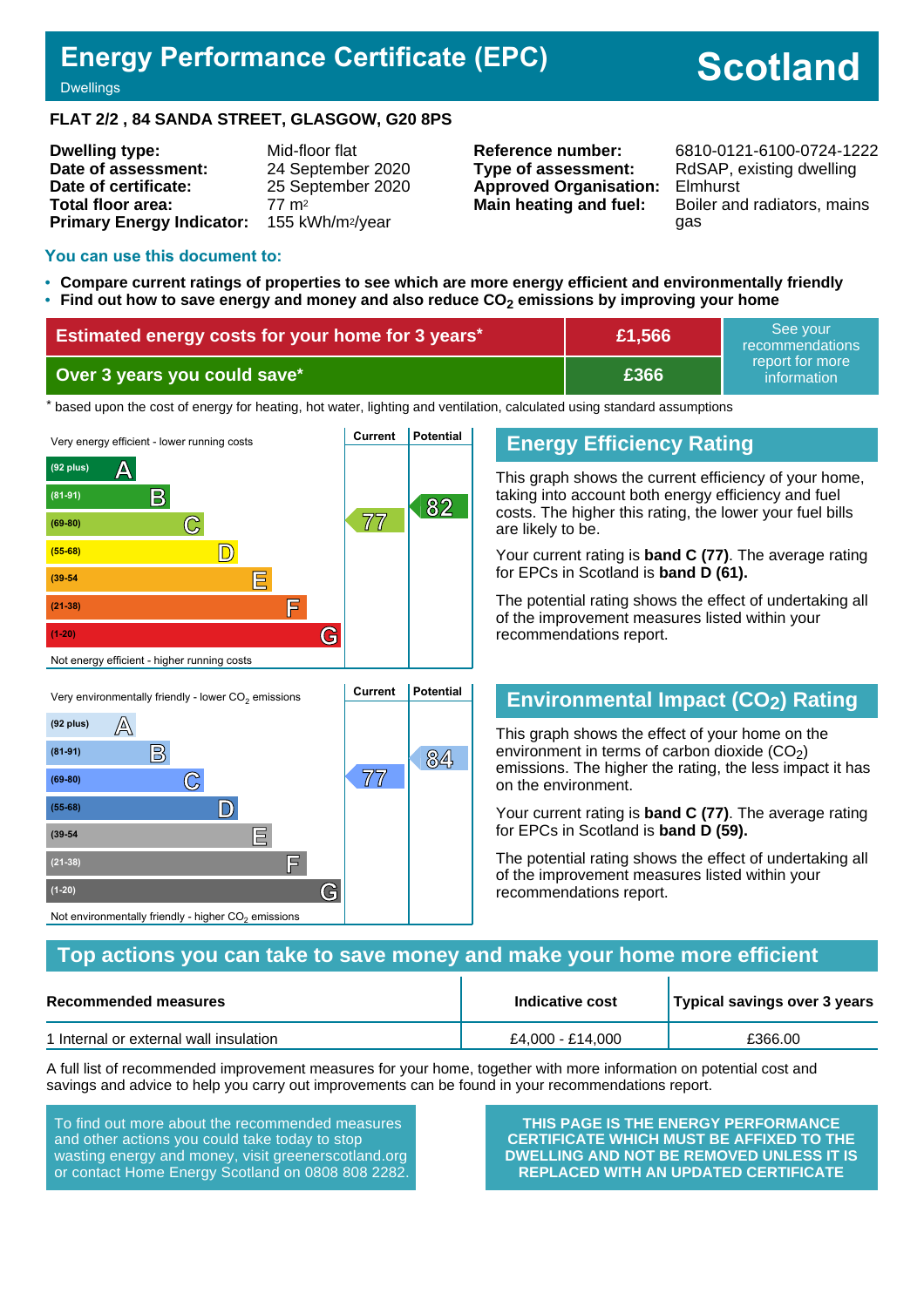# Energy Performance Certificate (EPC)

Dwellings

**Scotland**

**FLAT 2/2 , 84 SANDA STREET, GLASGOW, G20 8PS**

| | | | |
|---|---|---|---|
| **Dwelling type:** | Mid-floor flat | **Reference number:** | 6810-0121-6100-0724-1222 |
| **Date of assessment:** | 24 September 2020 | **Type of assessment:** | RdSAP, existing dwelling |
| **Date of certificate:** | 25 September 2020 | **Approved Organisation:** | Elmhurst |
| **Total floor area:** | 77 m² | **Main heating and fuel:** | Boiler and radiators, mains gas |
| **Primary Energy Indicator:** | 155 kWh/m²/year | | |

## You can use this document to:

- **Compare current ratings of properties to see which are more energy efficient and environmentally friendly**
- **Find out how to save energy and money and also reduce $CO_2$ emissions by improving your home**

| | | |
|---|---|---|
| **Estimated energy costs for your home for 3 years*** | **£1,566** | See your recommendations report for more information |
| **Over 3 years you could save*** | **£366** | |

\* based upon the cost of energy for heating, hot water, lighting and ventilation, calculated using standard assumptions

## Energy Efficiency Rating

Very energy efficient - lower running costs

| Band | Current | Potential |
|---|---|---|
| (92 plus) A | | |
| (81-91) B | | 82 |
| (69-80) C | 77 | |
| (55-68) D | | |
| (39-54) E | | |
| (21-38) F | | |
| (1-20) G | | |

Not energy efficient - higher running costs

This graph shows the current efficiency of your home, taking into account both energy efficiency and fuel costs. The higher this rating, the lower your fuel bills are likely to be.

Your current rating is **band C (77)**. The average rating for EPCs in Scotland is **band D (61).**

The potential rating shows the effect of undertaking all of the improvement measures listed within your recommendations report.

## Environmental Impact ($CO_2$) Rating

Very environmentally friendly - lower $CO_2$ emissions

| Band | Current | Potential |
|---|---|---|
| (92 plus) A | | |
| (81-91) B | | 84 |
| (69-80) C | 77 | |
| (55-68) D | | |
| (39-54) E | | |
| (21-38) F | | |
| (1-20) G | | |

Not environmentally friendly - higher $CO_2$ emissions

This graph shows the effect of your home on the environment in terms of carbon dioxide ($CO_2$) emissions. The higher the rating, the less impact it has on the environment.

Your current rating is **band C (77)**. The average rating for EPCs in Scotland is **band D (59).**

The potential rating shows the effect of undertaking all of the improvement measures listed within your recommendations report.

## Top actions you can take to save money and make your home more efficient

| Recommended measures | Indicative cost | Typical savings over 3 years |
|---|---|---|
| 1 Internal or external wall insulation | £4,000 - £14,000 | £366.00 |

A full list of recommended improvement measures for your home, together with more information on potential cost and savings and advice to help you carry out improvements can be found in your recommendations report.

To find out more about the recommended measures and other actions you could take today to stop wasting energy and money, visit greenerscotland.org or contact Home Energy Scotland on 0808 808 2282.

**THIS PAGE IS THE ENERGY PERFORMANCE CERTIFICATE WHICH MUST BE AFFIXED TO THE DWELLING AND NOT BE REMOVED UNLESS IT IS REPLACED WITH AN UPDATED CERTIFICATE**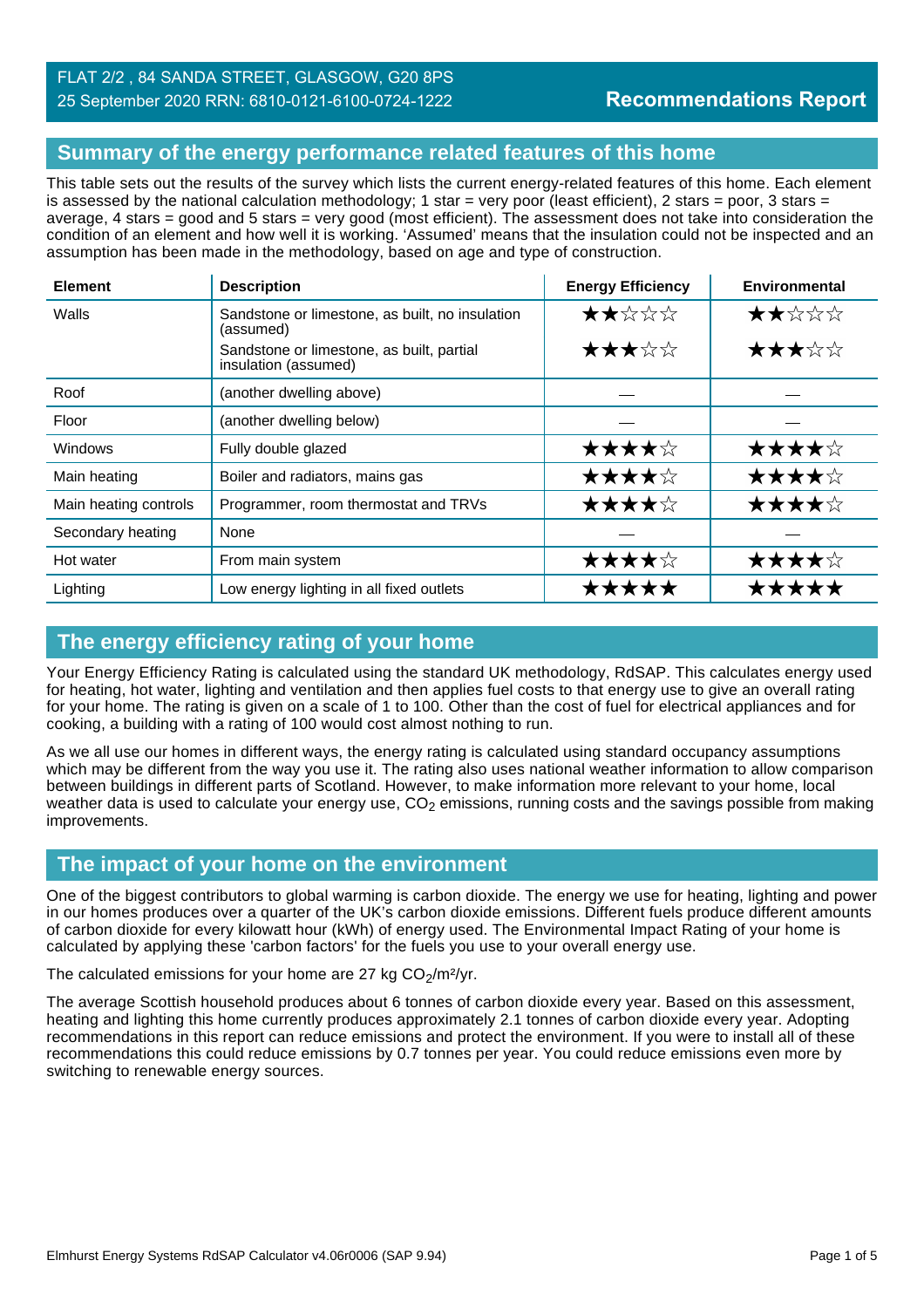FLAT 2/2 , 84 SANDA STREET, GLASGOW, G20 8PS
25 September 2020 RRN: 6810-0121-6100-0724-1222

**Recommendations Report**

## Summary of the energy performance related features of this home

This table sets out the results of the survey which lists the current energy-related features of this home. Each element is assessed by the national calculation methodology; 1 star = very poor (least efficient), 2 stars = poor, 3 stars = average, 4 stars = good and 5 stars = very good (most efficient). The assessment does not take into consideration the condition of an element and how well it is working. 'Assumed' means that the insulation could not be inspected and an assumption has been made in the methodology, based on age and type of construction.

| Element | Description | Energy Efficiency | Environmental |
|---|---|---|---|
| Walls | Sandstone or limestone, as built, no insulation (assumed) | ★★☆☆☆ | ★★☆☆☆ |
| | Sandstone or limestone, as built, partial insulation (assumed) | ★★★☆☆ | ★★★☆☆ |
| Roof | (another dwelling above) | — | — |
| Floor | (another dwelling below) | — | — |
| Windows | Fully double glazed | ★★★★☆ | ★★★★☆ |
| Main heating | Boiler and radiators, mains gas | ★★★★☆ | ★★★★☆ |
| Main heating controls | Programmer, room thermostat and TRVs | ★★★★☆ | ★★★★☆ |
| Secondary heating | None | — | — |
| Hot water | From main system | ★★★★☆ | ★★★★☆ |
| Lighting | Low energy lighting in all fixed outlets | ★★★★★ | ★★★★★ |

## The energy efficiency rating of your home

Your Energy Efficiency Rating is calculated using the standard UK methodology, RdSAP. This calculates energy used for heating, hot water, lighting and ventilation and then applies fuel costs to that energy use to give an overall rating for your home. The rating is given on a scale of 1 to 100. Other than the cost of fuel for electrical appliances and for cooking, a building with a rating of 100 would cost almost nothing to run.

As we all use our homes in different ways, the energy rating is calculated using standard occupancy assumptions which may be different from the way you use it. The rating also uses national weather information to allow comparison between buildings in different parts of Scotland. However, to make information more relevant to your home, local weather data is used to calculate your energy use, $CO_2$ emissions, running costs and the savings possible from making improvements.

## The impact of your home on the environment

One of the biggest contributors to global warming is carbon dioxide. The energy we use for heating, lighting and power in our homes produces over a quarter of the UK's carbon dioxide emissions. Different fuels produce different amounts of carbon dioxide for every kilowatt hour (kWh) of energy used. The Environmental Impact Rating of your home is calculated by applying these 'carbon factors' for the fuels you use to your overall energy use.

The calculated emissions for your home are 27 kg $CO_2/m^2/yr$.

The average Scottish household produces about 6 tonnes of carbon dioxide every year. Based on this assessment, heating and lighting this home currently produces approximately 2.1 tonnes of carbon dioxide every year. Adopting recommendations in this report can reduce emissions and protect the environment. If you were to install all of these recommendations this could reduce emissions by 0.7 tonnes per year. You could reduce emissions even more by switching to renewable energy sources.

Elmhurst Energy Systems RdSAP Calculator v4.06r0006 (SAP 9.94)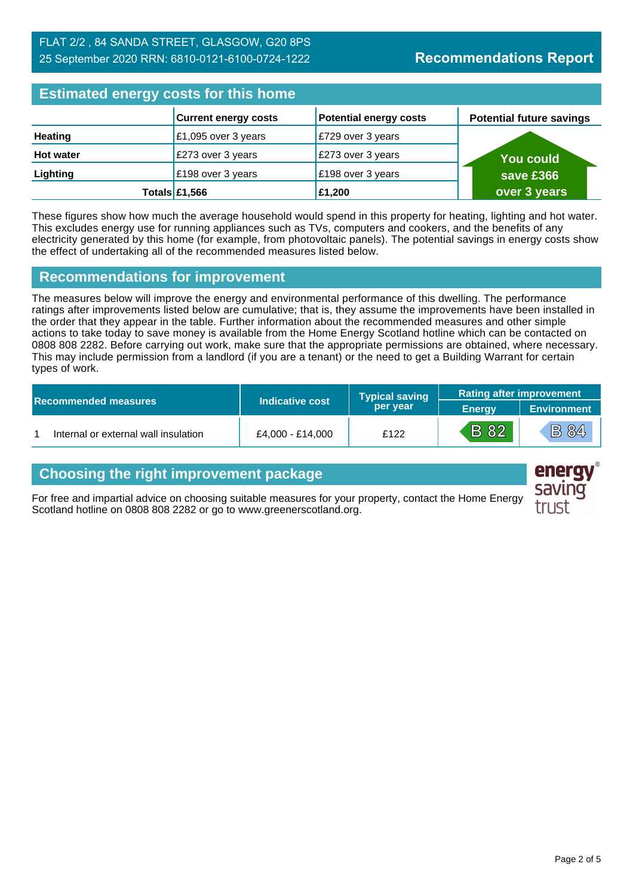FLAT 2/2 , 84 SANDA STREET, GLASGOW, G20 8PS
25 September 2020 RRN: 6810-0121-6100-0724-1222

**Recommendations Report**

## Estimated energy costs for this home

| | Current energy costs | Potential energy costs | Potential future savings |
|---|---|---|---|
| **Heating** | £1,095 over 3 years | £729 over 3 years | You could save £366 over 3 years |
| **Hot water** | £273 over 3 years | £273 over 3 years | |
| **Lighting** | £198 over 3 years | £198 over 3 years | |
| **Totals** | **£1,566** | **£1,200** | |

These figures show how much the average household would spend in this property for heating, lighting and hot water. This excludes energy use for running appliances such as TVs, computers and cookers, and the benefits of any electricity generated by this home (for example, from photovoltaic panels). The potential savings in energy costs show the effect of undertaking all of the recommended measures listed below.

## Recommendations for improvement

The measures below will improve the energy and environmental performance of this dwelling. The performance ratings after improvements listed below are cumulative; that is, they assume the improvements have been installed in the order that they appear in the table. Further information about the recommended measures and other simple actions to take today to save money is available from the Home Energy Scotland hotline which can be contacted on 0808 808 2282. Before carrying out work, make sure that the appropriate permissions are obtained, where necessary. This may include permission from a landlord (if you are a tenant) or the need to get a Building Warrant for certain types of work.

| Recommended measures | Indicative cost | Typical saving per year | Rating after improvement | |
|---|---|---|---|---|
| | | | Energy | Environment |
| 1 Internal or external wall insulation | £4,000 - £14,000 | £122 | B 82 | B 84 |

## Choosing the right improvement package

For free and impartial advice on choosing suitable measures for your property, contact the Home Energy Scotland hotline on 0808 808 2282 or go to www.greenerscotland.org.

energy saving trust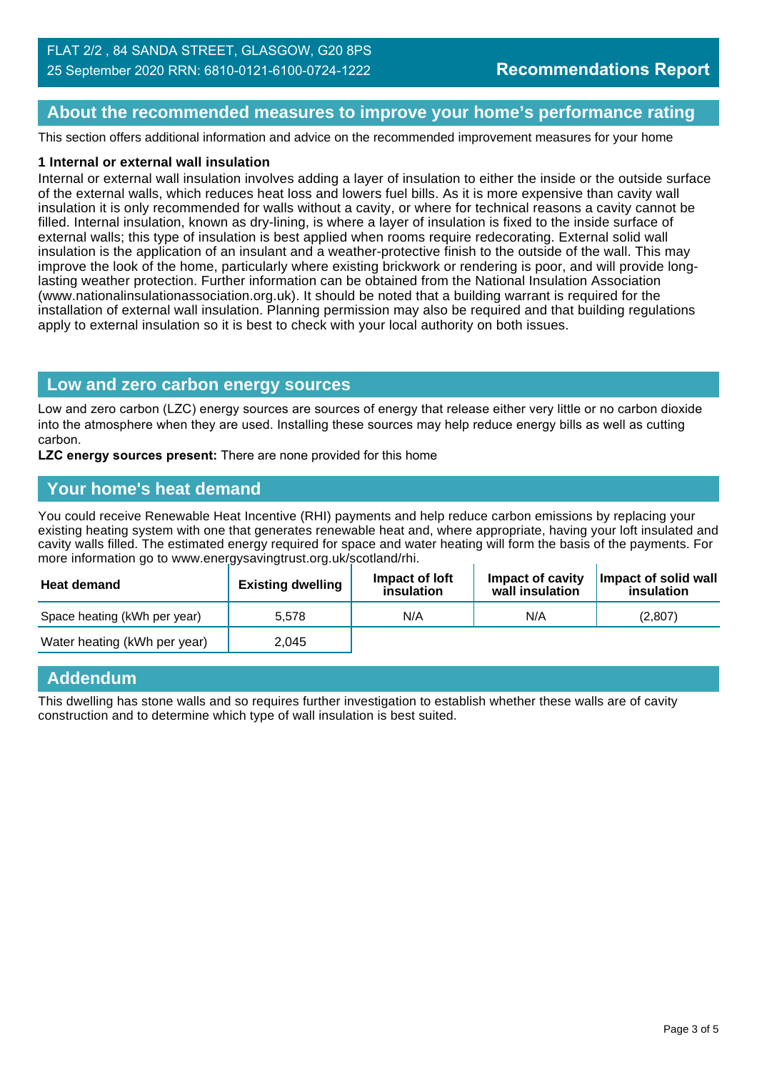FLAT 2/2 , 84 SANDA STREET, GLASGOW, G20 8PS
25 September 2020 RRN: 6810-0121-6100-0724-1222

**Recommendations Report**

## About the recommended measures to improve your home's performance rating

This section offers additional information and advice on the recommended improvement measures for your home

**1 Internal or external wall insulation**

Internal or external wall insulation involves adding a layer of insulation to either the inside or the outside surface of the external walls, which reduces heat loss and lowers fuel bills. As it is more expensive than cavity wall insulation it is only recommended for walls without a cavity, or where for technical reasons a cavity cannot be filled. Internal insulation, known as dry-lining, is where a layer of insulation is fixed to the inside surface of external walls; this type of insulation is best applied when rooms require redecorating. External solid wall insulation is the application of an insulant and a weather-protective finish to the outside of the wall. This may improve the look of the home, particularly where existing brickwork or rendering is poor, and will provide long-lasting weather protection. Further information can be obtained from the National Insulation Association (www.nationalinsulationassociation.org.uk). It should be noted that a building warrant is required for the installation of external wall insulation. Planning permission may also be required and that building regulations apply to external insulation so it is best to check with your local authority on both issues.

## Low and zero carbon energy sources

Low and zero carbon (LZC) energy sources are sources of energy that release either very little or no carbon dioxide into the atmosphere when they are used. Installing these sources may help reduce energy bills as well as cutting carbon.

**LZC energy sources present:** There are none provided for this home

## Your home's heat demand

You could receive Renewable Heat Incentive (RHI) payments and help reduce carbon emissions by replacing your existing heating system with one that generates renewable heat and, where appropriate, having your loft insulated and cavity walls filled. The estimated energy required for space and water heating will form the basis of the payments. For more information go to www.energysavingtrust.org.uk/scotland/rhi.

| Heat demand | Existing dwelling | Impact of loft insulation | Impact of cavity wall insulation | Impact of solid wall insulation |
|---|---|---|---|---|
| Space heating (kWh per year) | 5,578 | N/A | N/A | (2,807) |
| Water heating (kWh per year) | 2,045 | | | |

## Addendum

This dwelling has stone walls and so requires further investigation to establish whether these walls are of cavity construction and to determine which type of wall insulation is best suited.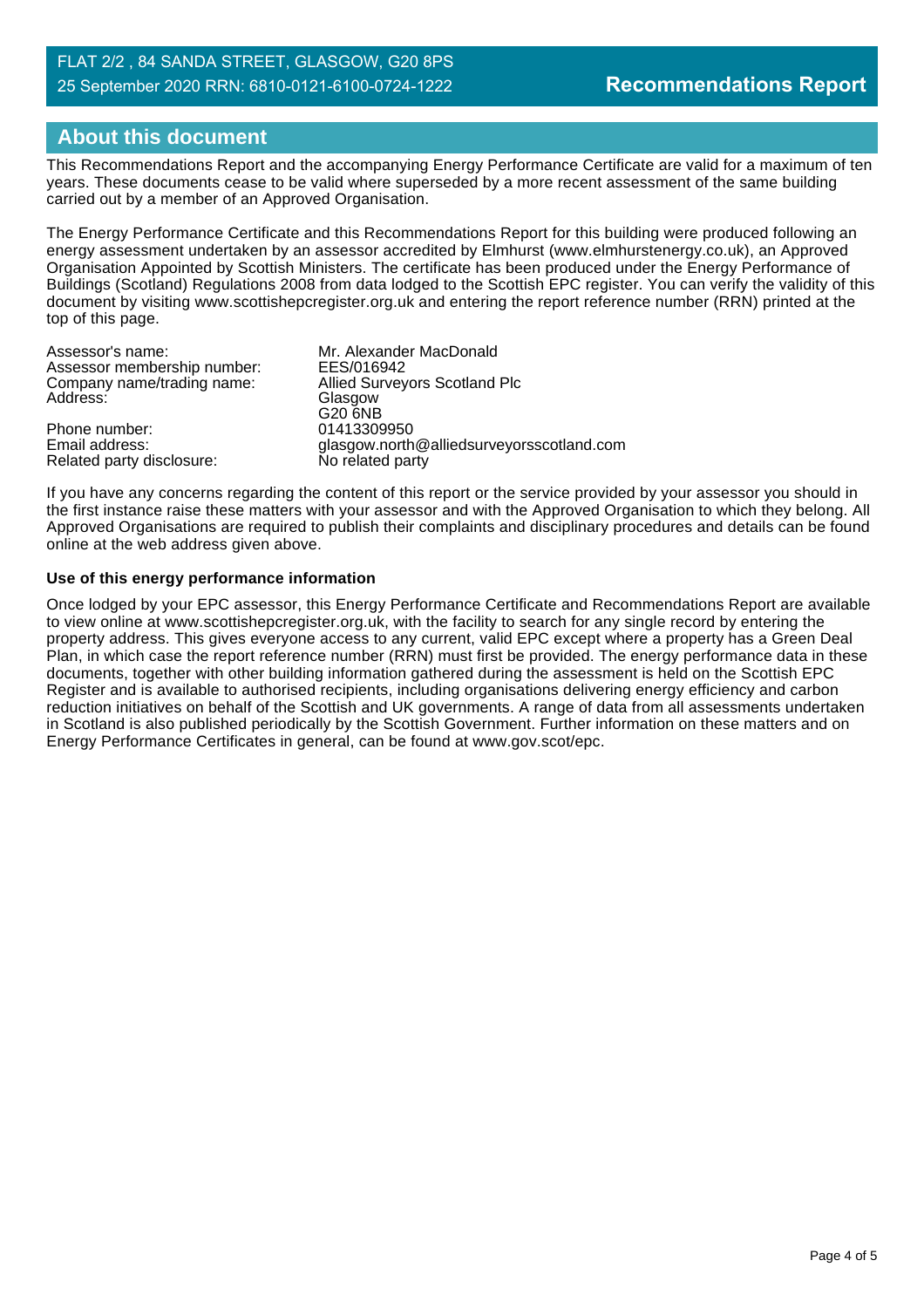## About this document

This Recommendations Report and the accompanying Energy Performance Certificate are valid for a maximum of ten years. These documents cease to be valid where superseded by a more recent assessment of the same building carried out by a member of an Approved Organisation.

The Energy Performance Certificate and this Recommendations Report for this building were produced following an energy assessment undertaken by an assessor accredited by Elmhurst (www.elmhurstenergy.co.uk), an Approved Organisation Appointed by Scottish Ministers. The certificate has been produced under the Energy Performance of Buildings (Scotland) Regulations 2008 from data lodged to the Scottish EPC register. You can verify the validity of this document by visiting www.scottishepcregister.org.uk and entering the report reference number (RRN) printed at the top of this page.

| | |
|---|---|
| Assessor's name: | Mr. Alexander MacDonald |
| Assessor membership number: | EES/016942 |
| Company name/trading name: | Allied Surveyors Scotland Plc |
| Address: | Glasgow<br>G20 6NB |
| Phone number: | 01413309950 |
| Email address: | glasgow.north@alliedsurveyorsscotland.com |
| Related party disclosure: | No related party |

If you have any concerns regarding the content of this report or the service provided by your assessor you should in the first instance raise these matters with your assessor and with the Approved Organisation to which they belong. All Approved Organisations are required to publish their complaints and disciplinary procedures and details can be found online at the web address given above.

**Use of this energy performance information**

Once lodged by your EPC assessor, this Energy Performance Certificate and Recommendations Report are available to view online at www.scottishepcregister.org.uk, with the facility to search for any single record by entering the property address. This gives everyone access to any current, valid EPC except where a property has a Green Deal Plan, in which case the report reference number (RRN) must first be provided. The energy performance data in these documents, together with other building information gathered during the assessment is held on the Scottish EPC Register and is available to authorised recipients, including organisations delivering energy efficiency and carbon reduction initiatives on behalf of the Scottish and UK governments. A range of data from all assessments undertaken in Scotland is also published periodically by the Scottish Government. Further information on these matters and on Energy Performance Certificates in general, can be found at www.gov.scot/epc.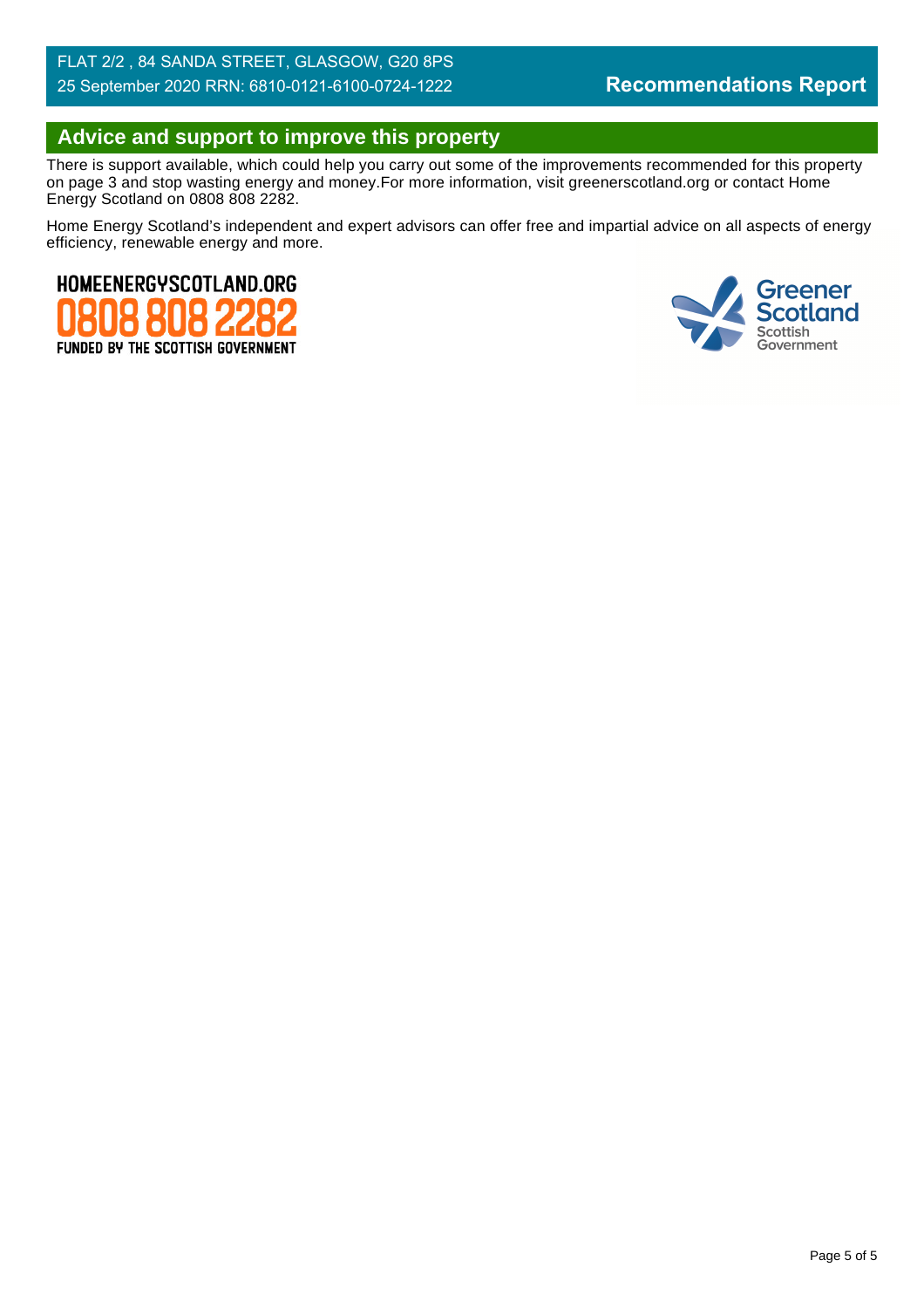## Advice and support to improve this property

There is support available, which could help you carry out some of the improvements recommended for this property on page 3 and stop wasting energy and money.For more information, visit greenerscotland.org or contact Home Energy Scotland on 0808 808 2282.

Home Energy Scotland's independent and expert advisors can offer free and impartial advice on all aspects of energy efficiency, renewable energy and more.

HOMEENERGYSCOTLAND.ORG
0808 808 2282
FUNDED BY THE SCOTTISH GOVERNMENT

Greener Scotland
Scottish Government